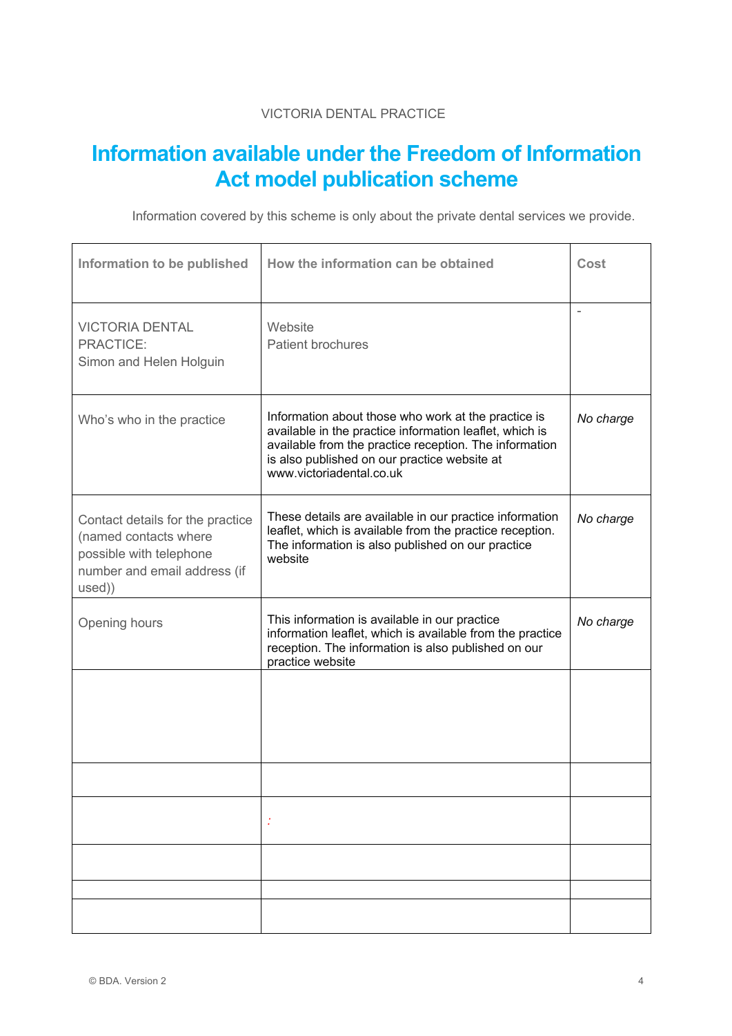VICTORIA DENTAL PRACTICE

# Information available under the Freedom of Information Act model publication scheme

Information covered by this scheme is only about the private dental services we provide.

| Information to be published | How the information can be obtained | Cost |
|---|---|---|
| VICTORIA DENTAL PRACTICE: Simon and Helen Holguin | Website Patient brochures | - |
| Who's who in the practice | Information about those who work at the practice is available in the practice information leaflet, which is available from the practice reception. The information is also published on our practice website at www.victoriadental.co.uk | *No charge* |
| Contact details for the practice (named contacts where possible with telephone number and email address (if used)) | These details are available in our practice information leaflet, which is available from the practice reception. The information is also published on our practice website | *No charge* |
| Opening hours | This information is available in our practice information leaflet, which is available from the practice reception. The information is also published on our practice website | *No charge* |
| | | |
| | | |
| | : | |
| | | |
| | | |
| | | |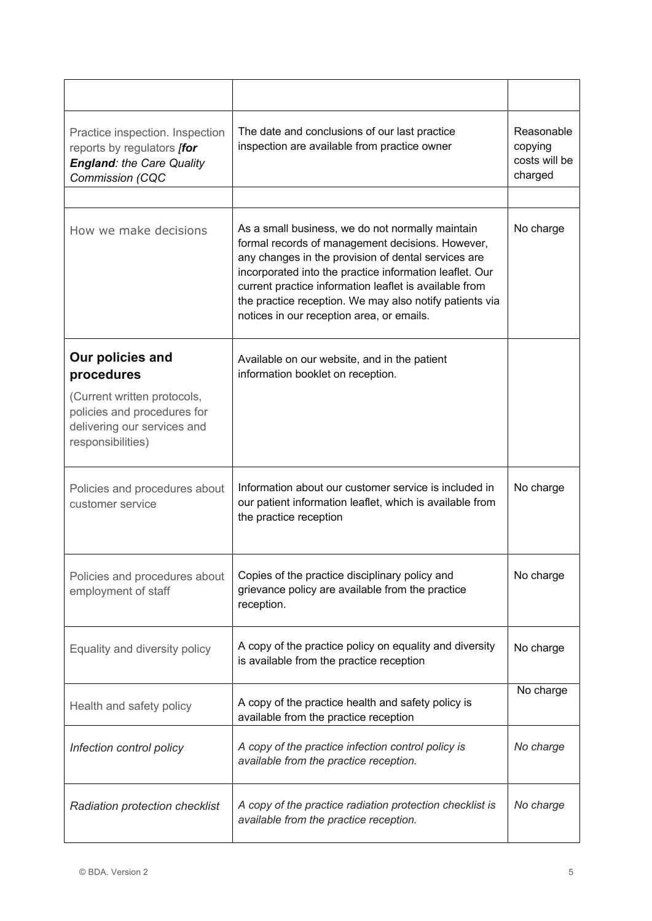| | | |
|---|---|---|
| Practice inspection. Inspection reports by regulators ***[for England****: the Care Quality Commission (CQC* | The date and conclusions of our last practice inspection are available from practice owner | Reasonable copying costs will be charged |
| | | |
| How we make decisions | As a small business, we do not normally maintain formal records of management decisions. However, any changes in the provision of dental services are incorporated into the practice information leaflet. Our current practice information leaflet is available from the practice reception. We may also notify patients via notices in our reception area, or emails. | No charge |
| **Our policies and procedures** (Current written protocols, policies and procedures for delivering our services and responsibilities) | Available on our website, and in the patient information booklet on reception. | |
| Policies and procedures about customer service | Information about our customer service is included in our patient information leaflet, which is available from the practice reception | No charge |
| Policies and procedures about employment of staff | Copies of the practice disciplinary policy and grievance policy are available from the practice reception. | No charge |
| Equality and diversity policy | A copy of the practice policy on equality and diversity is available from the practice reception | No charge |
| Health and safety policy | A copy of the practice health and safety policy is available from the practice reception | No charge |
| *Infection control policy* | *A copy of the practice infection control policy is available from the practice reception.* | *No charge* |
| *Radiation protection checklist* | *A copy of the practice radiation protection checklist is available from the practice reception.* | *No charge* |

© BDA. Version 2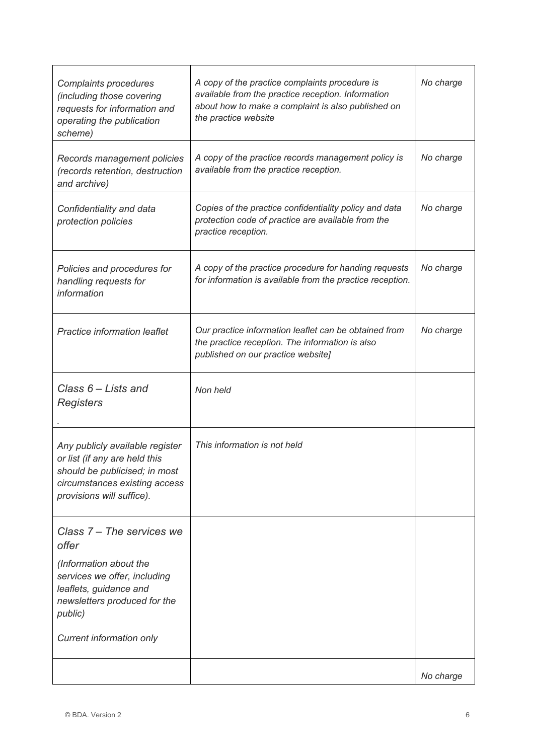| *Complaints procedures (including those covering requests for information and operating the publication scheme)* | *A copy of the practice complaints procedure is available from the practice reception. Information about how to make a complaint is also published on the practice website* | *No charge* |
|---|---|---|
| *Records management policies (records retention, destruction and archive)* | *A copy of the practice records management policy is available from the practice reception.* | *No charge* |
| *Confidentiality and data protection policies* | *Copies of the practice confidentiality policy and data protection code of practice are available from the practice reception.* | *No charge* |
| *Policies and procedures for handling requests for information* | *A copy of the practice procedure for handing requests for information is available from the practice reception.* | *No charge* |
| *Practice information leaflet* | *Our practice information leaflet can be obtained from the practice reception. The information is also published on our practice website]* | *No charge* |
| *Class 6 – Lists and Registers* . | *Non held* | |
| *Any publicly available register or list (if any are held this should be publicised; in most circumstances existing access provisions will suffice).* | *This information is not held* | |
| *Class 7 – The services we offer* *(Information about the services we offer, including leaflets, guidance and newsletters produced for the public)* *Current information only* | | |
| | | *No charge* |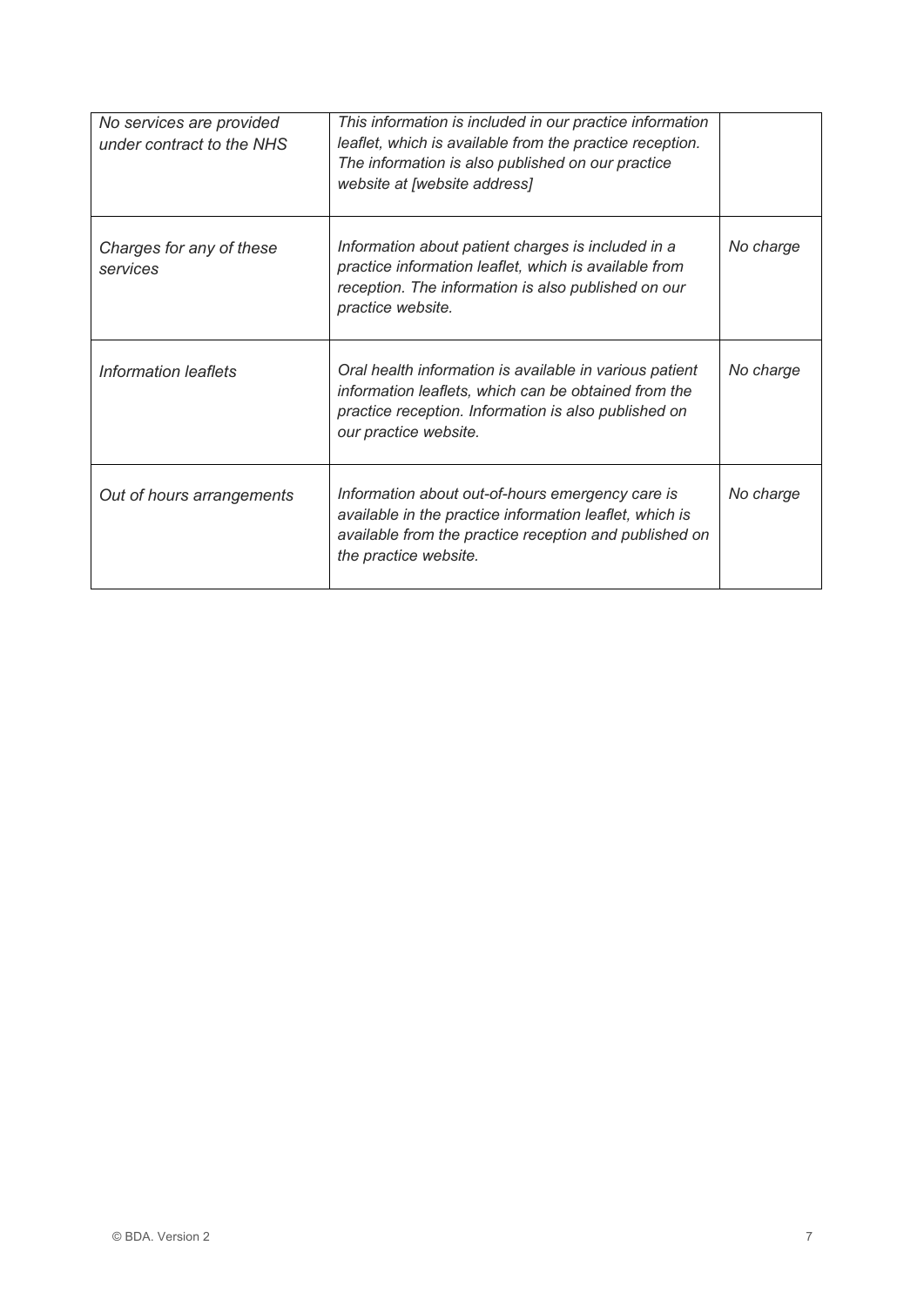| | | |
|---|---|---|
| *No services are provided under contract to the NHS* | *This information is included in our practice information leaflet, which is available from the practice reception. The information is also published on our practice website at [website address]* | |
| *Charges for any of these services* | *Information about patient charges is included in a practice information leaflet, which is available from reception. The information is also published on our practice website.* | *No charge* |
| *Information leaflets* | *Oral health information is available in various patient information leaflets, which can be obtained from the practice reception. Information is also published on our practice website.* | *No charge* |
| *Out of hours arrangements* | *Information about out-of-hours emergency care is available in the practice information leaflet, which is available from the practice reception and published on the practice website.* | *No charge* |